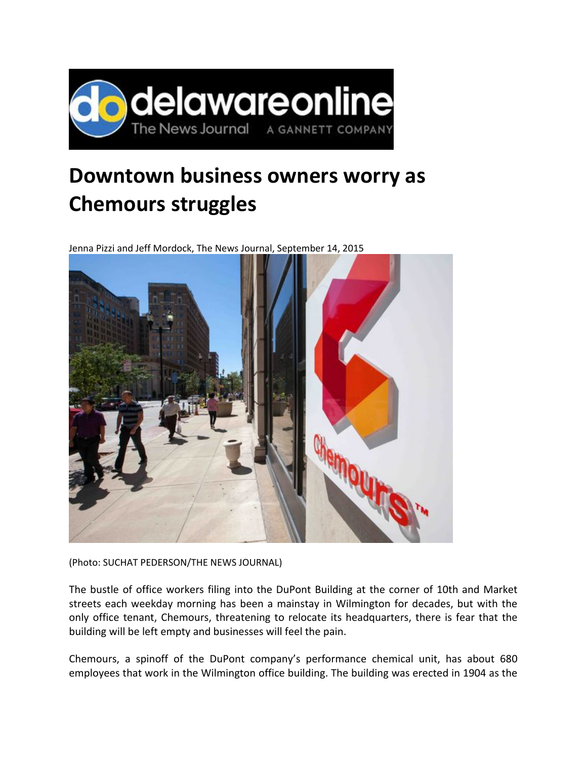# Downtown business owners worry as Chemours struggles

Jenna Pizzi and Jeff Mordock, The News Journal, September 14, 2015

(Photo: SUCHAT PEDERSON/THE NEWS JOURNAL)

The bustle of office workers filing into the DuPont Building at the corner of 10th and Market streets each weekday morning has been a mainstay in Wilmington for decades, but with the only office tenant, Chemours, threatening to relocate its headquarters, there is fear that the building will be left empty and businesses will feel the pain.

Chemours, a spinoff of the DuPont company's performance chemical unit, has about 680 employees that work in the Wilmington office building. The building was erected in 1904 as the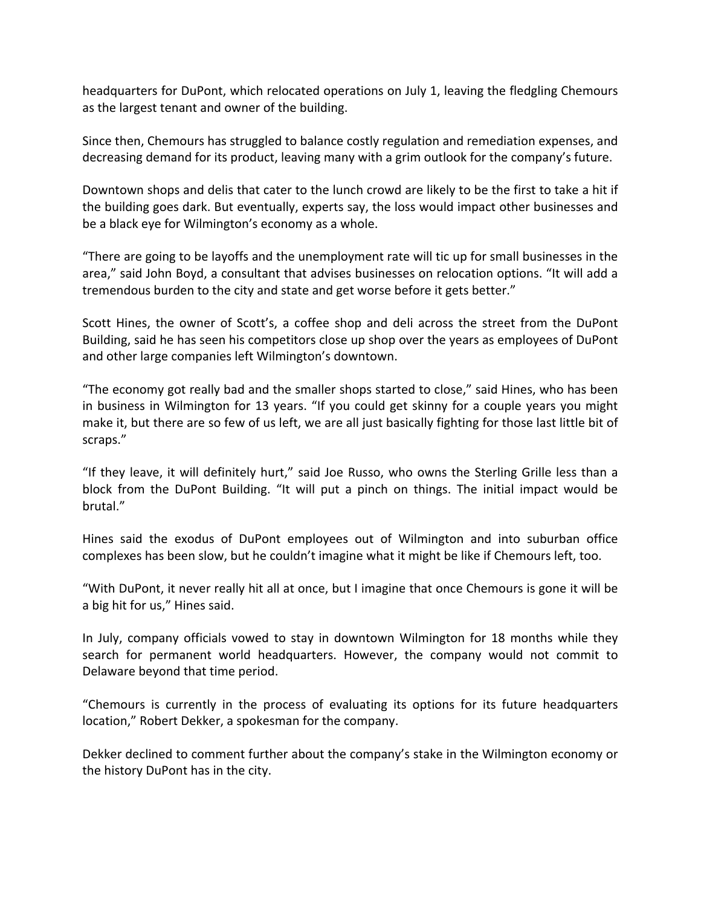headquarters for DuPont, which relocated operations on July 1, leaving the fledgling Chemours as the largest tenant and owner of the building.

Since then, Chemours has struggled to balance costly regulation and remediation expenses, and decreasing demand for its product, leaving many with a grim outlook for the company's future.

Downtown shops and delis that cater to the lunch crowd are likely to be the first to take a hit if the building goes dark. But eventually, experts say, the loss would impact other businesses and be a black eye for Wilmington's economy as a whole.

"There are going to be layoffs and the unemployment rate will tic up for small businesses in the area," said John Boyd, a consultant that advises businesses on relocation options. "It will add a tremendous burden to the city and state and get worse before it gets better."

Scott Hines, the owner of Scott's, a coffee shop and deli across the street from the DuPont Building, said he has seen his competitors close up shop over the years as employees of DuPont and other large companies left Wilmington's downtown.

"The economy got really bad and the smaller shops started to close," said Hines, who has been in business in Wilmington for 13 years. "If you could get skinny for a couple years you might make it, but there are so few of us left, we are all just basically fighting for those last little bit of scraps."

"If they leave, it will definitely hurt," said Joe Russo, who owns the Sterling Grille less than a block from the DuPont Building. "It will put a pinch on things. The initial impact would be brutal."

Hines said the exodus of DuPont employees out of Wilmington and into suburban office complexes has been slow, but he couldn't imagine what it might be like if Chemours left, too.

"With DuPont, it never really hit all at once, but I imagine that once Chemours is gone it will be a big hit for us," Hines said.

In July, company officials vowed to stay in downtown Wilmington for 18 months while they search for permanent world headquarters. However, the company would not commit to Delaware beyond that time period.

"Chemours is currently in the process of evaluating its options for its future headquarters location," Robert Dekker, a spokesman for the company.

Dekker declined to comment further about the company's stake in the Wilmington economy or the history DuPont has in the city.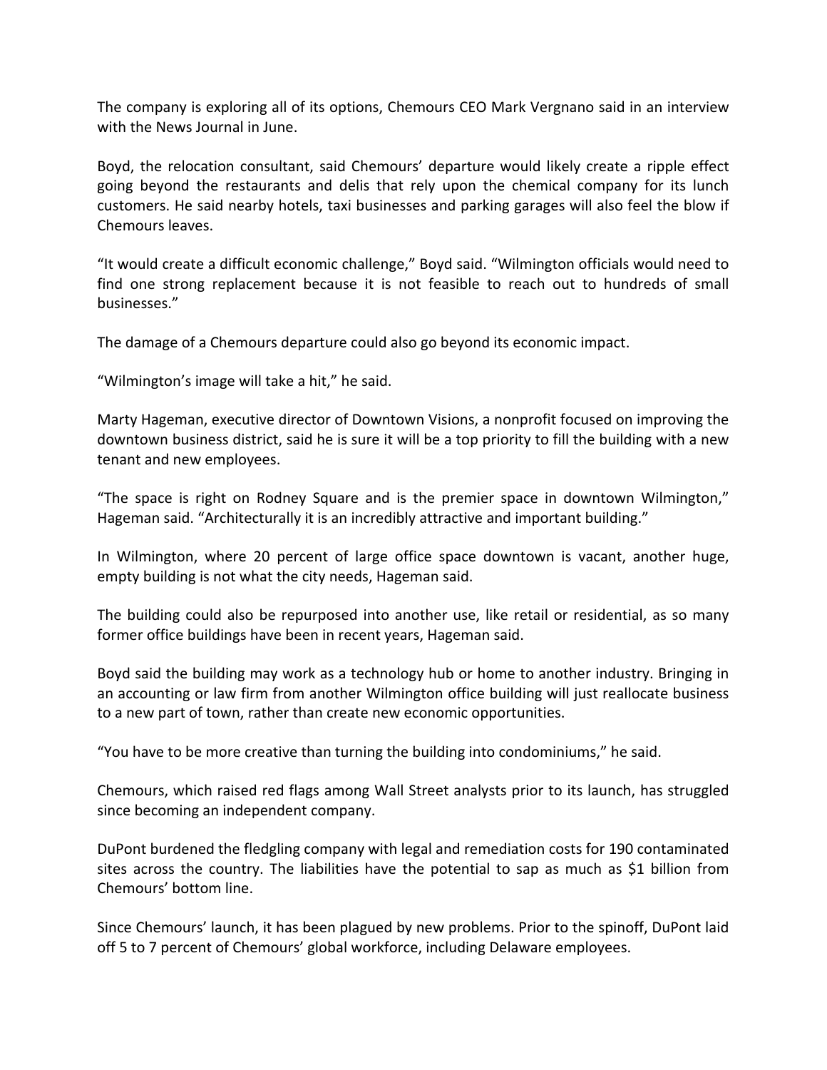The company is exploring all of its options, Chemours CEO Mark Vergnano said in an interview with the News Journal in June.

Boyd, the relocation consultant, said Chemours' departure would likely create a ripple effect going beyond the restaurants and delis that rely upon the chemical company for its lunch customers. He said nearby hotels, taxi businesses and parking garages will also feel the blow if Chemours leaves.

"It would create a difficult economic challenge," Boyd said. "Wilmington officials would need to find one strong replacement because it is not feasible to reach out to hundreds of small businesses."

The damage of a Chemours departure could also go beyond its economic impact.

"Wilmington's image will take a hit," he said.

Marty Hageman, executive director of Downtown Visions, a nonprofit focused on improving the downtown business district, said he is sure it will be a top priority to fill the building with a new tenant and new employees.

"The space is right on Rodney Square and is the premier space in downtown Wilmington," Hageman said. "Architecturally it is an incredibly attractive and important building."

In Wilmington, where 20 percent of large office space downtown is vacant, another huge, empty building is not what the city needs, Hageman said.

The building could also be repurposed into another use, like retail or residential, as so many former office buildings have been in recent years, Hageman said.

Boyd said the building may work as a technology hub or home to another industry. Bringing in an accounting or law firm from another Wilmington office building will just reallocate business to a new part of town, rather than create new economic opportunities.

"You have to be more creative than turning the building into condominiums," he said.

Chemours, which raised red flags among Wall Street analysts prior to its launch, has struggled since becoming an independent company.

DuPont burdened the fledgling company with legal and remediation costs for 190 contaminated sites across the country. The liabilities have the potential to sap as much as $1 billion from Chemours' bottom line.

Since Chemours' launch, it has been plagued by new problems. Prior to the spinoff, DuPont laid off 5 to 7 percent of Chemours' global workforce, including Delaware employees.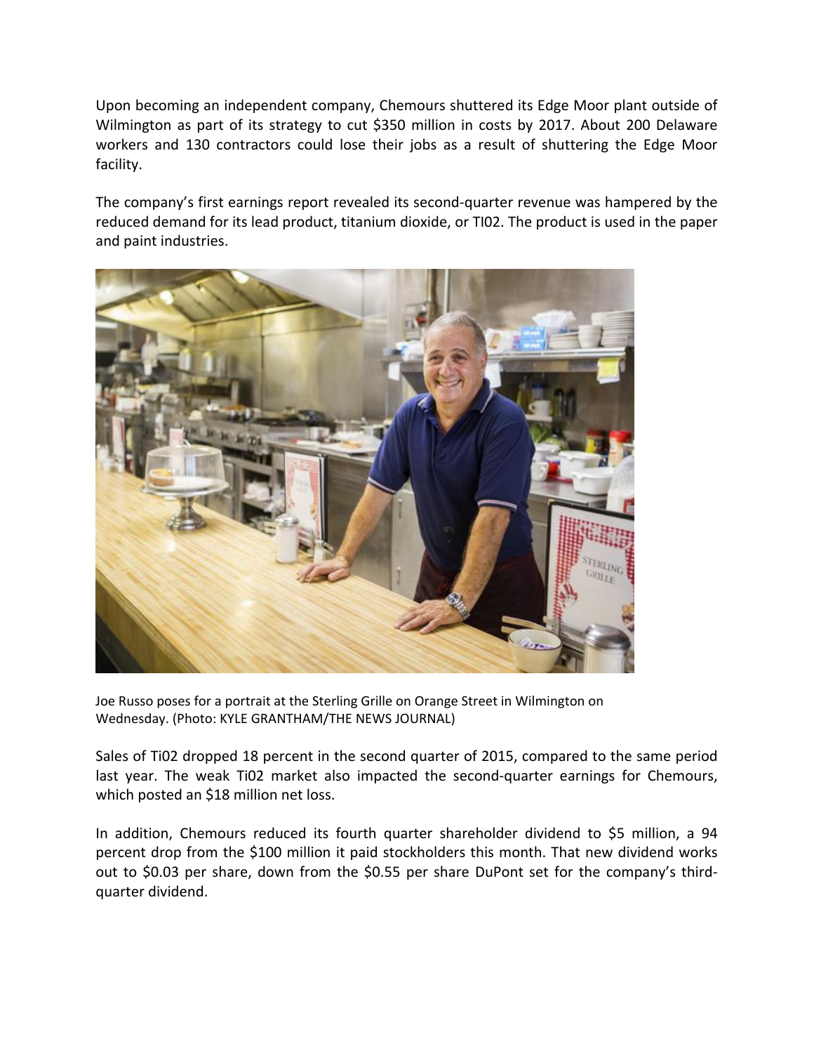Upon becoming an independent company, Chemours shuttered its Edge Moor plant outside of Wilmington as part of its strategy to cut $350 million in costs by 2017. About 200 Delaware workers and 130 contractors could lose their jobs as a result of shuttering the Edge Moor facility.

The company's first earnings report revealed its second-quarter revenue was hampered by the reduced demand for its lead product, titanium dioxide, or TI02. The product is used in the paper and paint industries.

Joe Russo poses for a portrait at the Sterling Grille on Orange Street in Wilmington on Wednesday. (Photo: KYLE GRANTHAM/THE NEWS JOURNAL)

Sales of Ti02 dropped 18 percent in the second quarter of 2015, compared to the same period last year. The weak Ti02 market also impacted the second-quarter earnings for Chemours, which posted an $18 million net loss.

In addition, Chemours reduced its fourth quarter shareholder dividend to $5 million, a 94 percent drop from the $100 million it paid stockholders this month. That new dividend works out to $0.03 per share, down from the $0.55 per share DuPont set for the company's third-quarter dividend.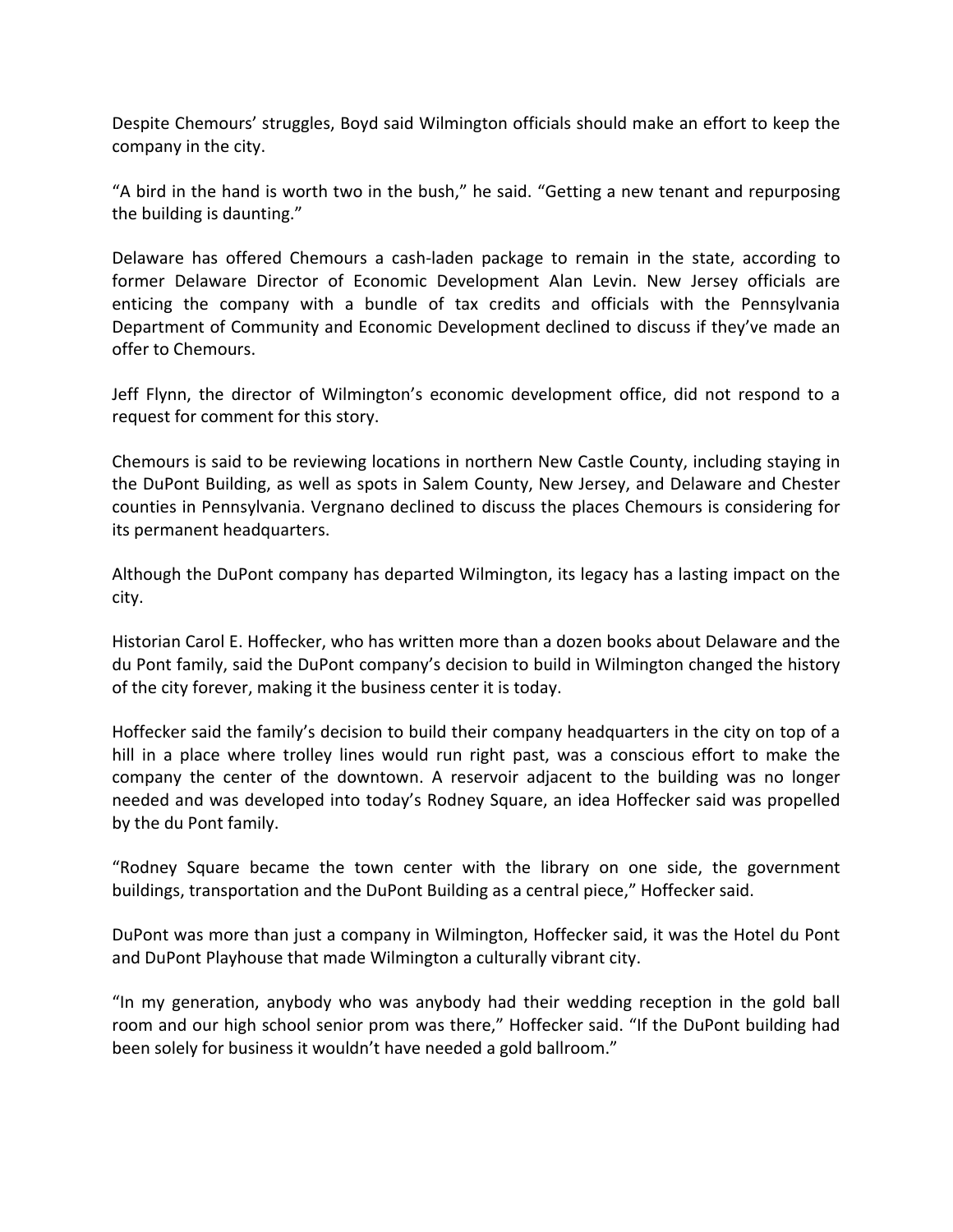Despite Chemours' struggles, Boyd said Wilmington officials should make an effort to keep the company in the city.

"A bird in the hand is worth two in the bush," he said. "Getting a new tenant and repurposing the building is daunting."

Delaware has offered Chemours a cash-laden package to remain in the state, according to former Delaware Director of Economic Development Alan Levin. New Jersey officials are enticing the company with a bundle of tax credits and officials with the Pennsylvania Department of Community and Economic Development declined to discuss if they've made an offer to Chemours.

Jeff Flynn, the director of Wilmington's economic development office, did not respond to a request for comment for this story.

Chemours is said to be reviewing locations in northern New Castle County, including staying in the DuPont Building, as well as spots in Salem County, New Jersey, and Delaware and Chester counties in Pennsylvania. Vergnano declined to discuss the places Chemours is considering for its permanent headquarters.

Although the DuPont company has departed Wilmington, its legacy has a lasting impact on the city.

Historian Carol E. Hoffecker, who has written more than a dozen books about Delaware and the du Pont family, said the DuPont company's decision to build in Wilmington changed the history of the city forever, making it the business center it is today.

Hoffecker said the family's decision to build their company headquarters in the city on top of a hill in a place where trolley lines would run right past, was a conscious effort to make the company the center of the downtown. A reservoir adjacent to the building was no longer needed and was developed into today's Rodney Square, an idea Hoffecker said was propelled by the du Pont family.

"Rodney Square became the town center with the library on one side, the government buildings, transportation and the DuPont Building as a central piece," Hoffecker said.

DuPont was more than just a company in Wilmington, Hoffecker said, it was the Hotel du Pont and DuPont Playhouse that made Wilmington a culturally vibrant city.

"In my generation, anybody who was anybody had their wedding reception in the gold ball room and our high school senior prom was there," Hoffecker said. "If the DuPont building had been solely for business it wouldn't have needed a gold ballroom."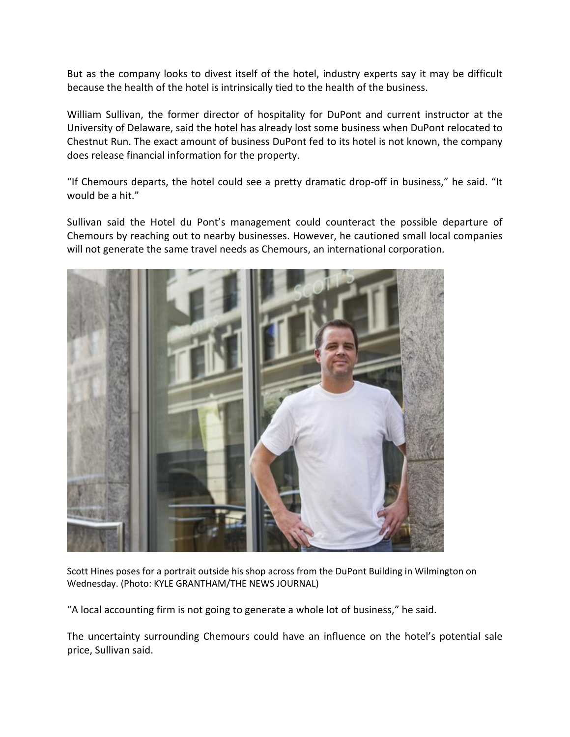But as the company looks to divest itself of the hotel, industry experts say it may be difficult because the health of the hotel is intrinsically tied to the health of the business.

William Sullivan, the former director of hospitality for DuPont and current instructor at the University of Delaware, said the hotel has already lost some business when DuPont relocated to Chestnut Run. The exact amount of business DuPont fed to its hotel is not known, the company does release financial information for the property.

"If Chemours departs, the hotel could see a pretty dramatic drop-off in business," he said. "It would be a hit."

Sullivan said the Hotel du Pont's management could counteract the possible departure of Chemours by reaching out to nearby businesses. However, he cautioned small local companies will not generate the same travel needs as Chemours, an international corporation.

Scott Hines poses for a portrait outside his shop across from the DuPont Building in Wilmington on Wednesday. (Photo: KYLE GRANTHAM/THE NEWS JOURNAL)

"A local accounting firm is not going to generate a whole lot of business," he said.

The uncertainty surrounding Chemours could have an influence on the hotel's potential sale price, Sullivan said.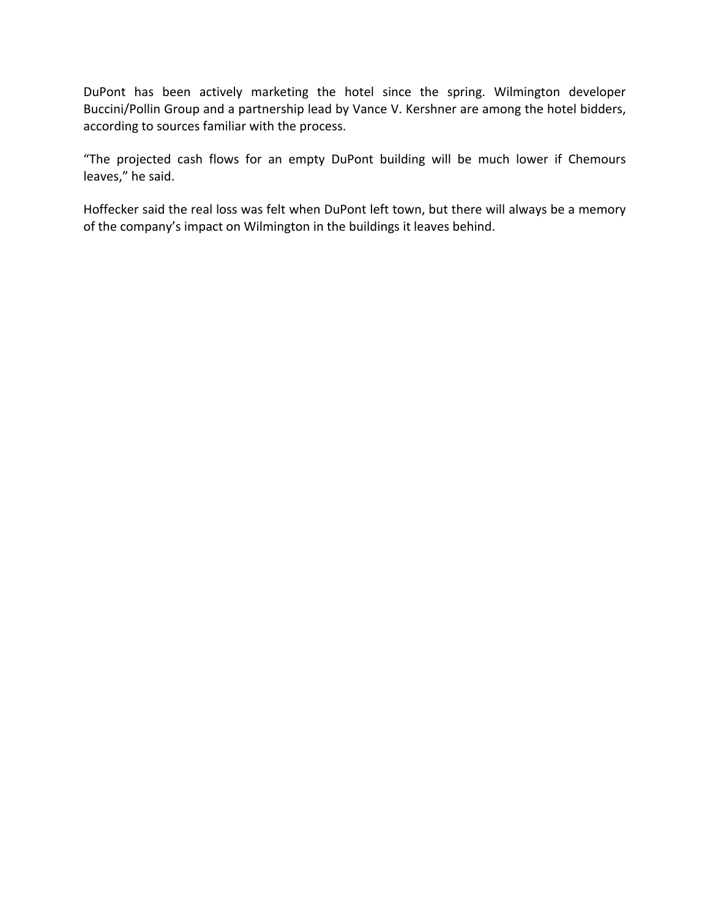DuPont has been actively marketing the hotel since the spring. Wilmington developer Buccini/Pollin Group and a partnership lead by Vance V. Kershner are among the hotel bidders, according to sources familiar with the process.

“The projected cash flows for an empty DuPont building will be much lower if Chemours leaves,” he said.

Hoffecker said the real loss was felt when DuPont left town, but there will always be a memory of the company’s impact on Wilmington in the buildings it leaves behind.